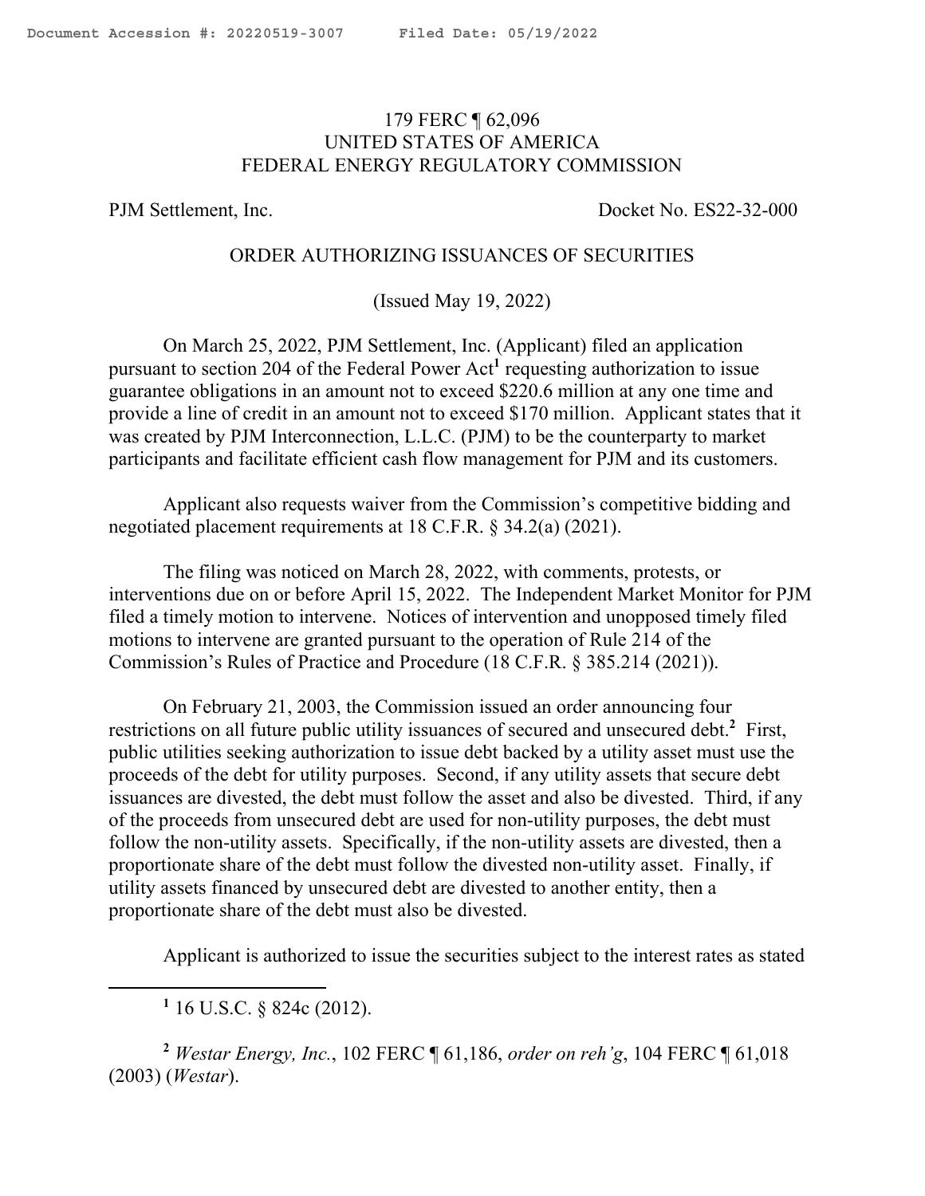179 FERC ¶ 62,096
UNITED STATES OF AMERICA
FEDERAL ENERGY REGULATORY COMMISSION

PJM Settlement, Inc. Docket No. ES22-32-000

ORDER AUTHORIZING ISSUANCES OF SECURITIES

(Issued May 19, 2022)

On March 25, 2022, PJM Settlement, Inc. (Applicant) filed an application pursuant to section 204 of the Federal Power Act[1] requesting authorization to issue guarantee obligations in an amount not to exceed $220.6 million at any one time and provide a line of credit in an amount not to exceed $170 million. Applicant states that it was created by PJM Interconnection, L.L.C. (PJM) to be the counterparty to market participants and facilitate efficient cash flow management for PJM and its customers.

Applicant also requests waiver from the Commission's competitive bidding and negotiated placement requirements at 18 C.F.R. § 34.2(a) (2021).

The filing was noticed on March 28, 2022, with comments, protests, or interventions due on or before April 15, 2022. The Independent Market Monitor for PJM filed a timely motion to intervene. Notices of intervention and unopposed timely filed motions to intervene are granted pursuant to the operation of Rule 214 of the Commission's Rules of Practice and Procedure (18 C.F.R. § 385.214 (2021)).

On February 21, 2003, the Commission issued an order announcing four restrictions on all future public utility issuances of secured and unsecured debt.[2] First, public utilities seeking authorization to issue debt backed by a utility asset must use the proceeds of the debt for utility purposes. Second, if any utility assets that secure debt issuances are divested, the debt must follow the asset and also be divested. Third, if any of the proceeds from unsecured debt are used for non-utility purposes, the debt must follow the non-utility assets. Specifically, if the non-utility assets are divested, then a proportionate share of the debt must follow the divested non-utility asset. Finally, if utility assets financed by unsecured debt are divested to another entity, then a proportionate share of the debt must also be divested.

Applicant is authorized to issue the securities subject to the interest rates as stated

[1] 16 U.S.C. § 824c (2012).

[2] *Westar Energy, Inc.*, 102 FERC ¶ 61,186, *order on reh'g*, 104 FERC ¶ 61,018 (2003) (*Westar*).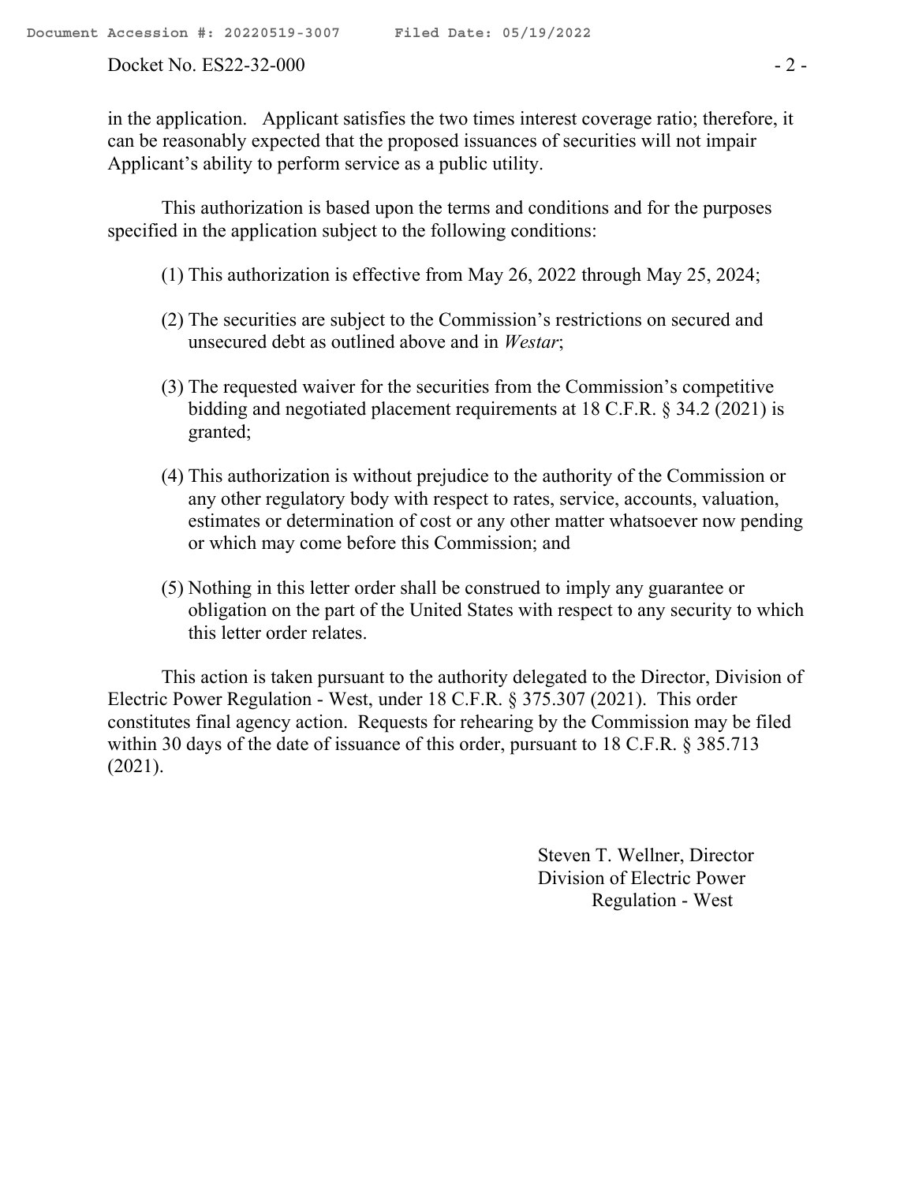in the application. Applicant satisfies the two times interest coverage ratio; therefore, it can be reasonably expected that the proposed issuances of securities will not impair Applicant's ability to perform service as a public utility.

This authorization is based upon the terms and conditions and for the purposes specified in the application subject to the following conditions:

(1) This authorization is effective from May 26, 2022 through May 25, 2024;

(2) The securities are subject to the Commission's restrictions on secured and unsecured debt as outlined above and in *Westar*;

(3) The requested waiver for the securities from the Commission's competitive bidding and negotiated placement requirements at 18 C.F.R. § 34.2 (2021) is granted;

(4) This authorization is without prejudice to the authority of the Commission or any other regulatory body with respect to rates, service, accounts, valuation, estimates or determination of cost or any other matter whatsoever now pending or which may come before this Commission; and

(5) Nothing in this letter order shall be construed to imply any guarantee or obligation on the part of the United States with respect to any security to which this letter order relates.

This action is taken pursuant to the authority delegated to the Director, Division of Electric Power Regulation - West, under 18 C.F.R. § 375.307 (2021). This order constitutes final agency action. Requests for rehearing by the Commission may be filed within 30 days of the date of issuance of this order, pursuant to 18 C.F.R. § 385.713 (2021).

Steven T. Wellner, Director
Division of Electric Power
Regulation - West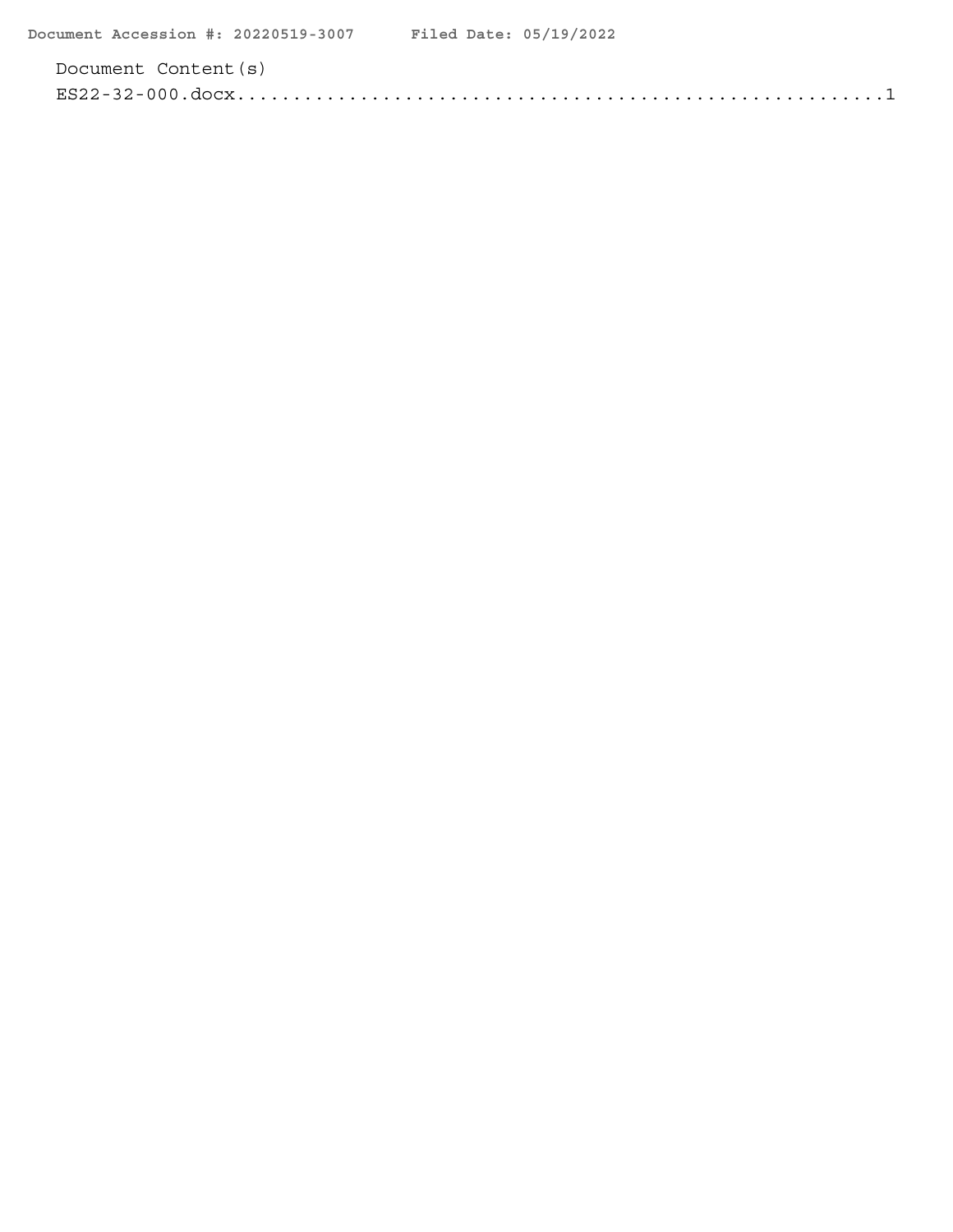Document Accession #: 20220519-3007      Filed Date: 05/19/2022

Document Content(s)

ES22-32-000.docx....................................................1